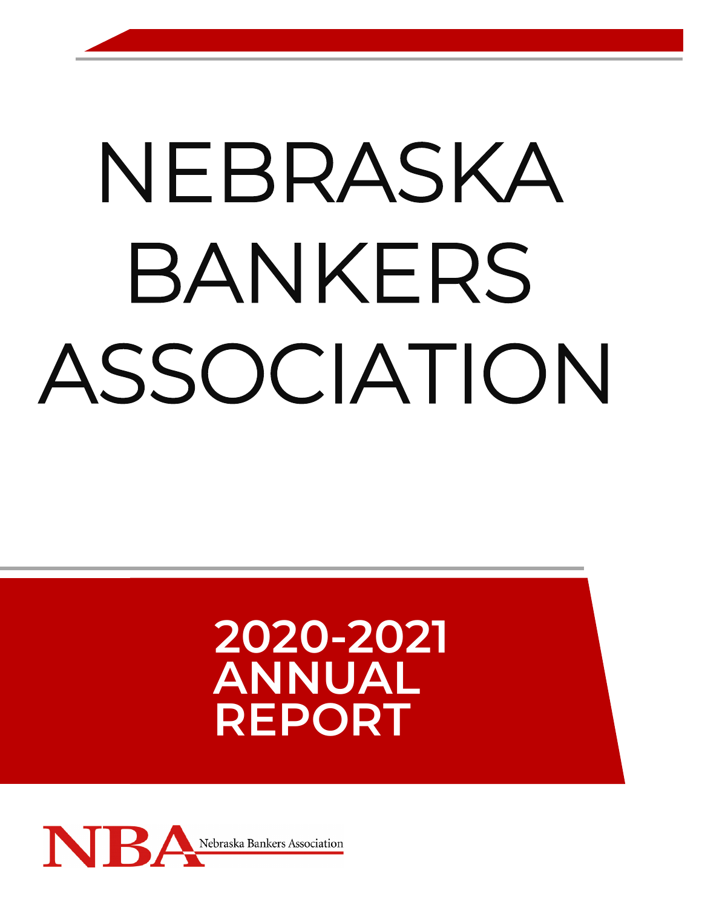# NEBRASKA BANKERS ASSOCIATION

## 2020-2021 ANNUAL REPORT

NBA Nebraska Bankers Association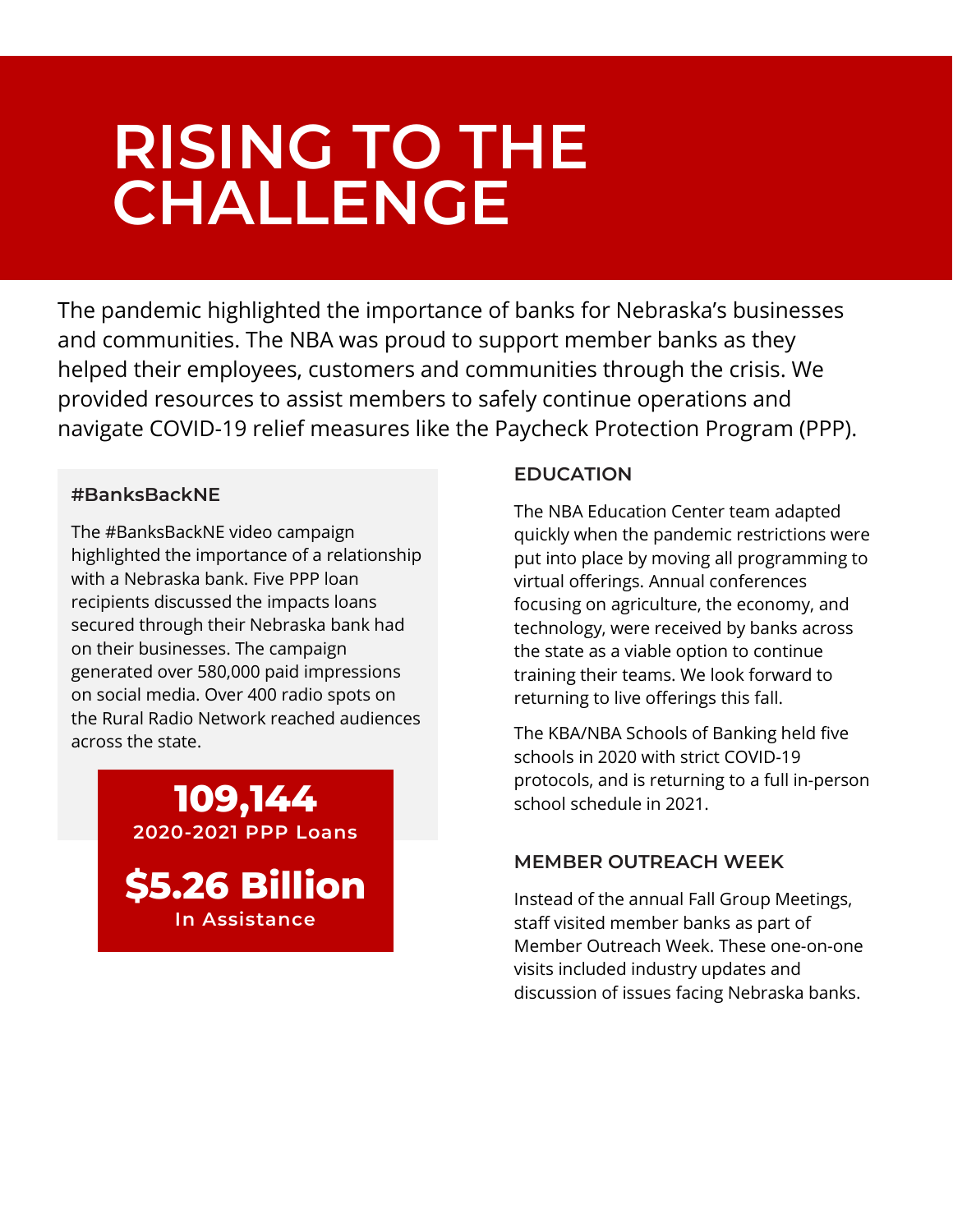# RISING TO THE CHALLENGE

The pandemic highlighted the importance of banks for Nebraska's businesses and communities. The NBA was proud to support member banks as they helped their employees, customers and communities through the crisis. We provided resources to assist members to safely continue operations and navigate COVID-19 relief measures like the Paycheck Protection Program (PPP).

### #BanksBackNE

The #BanksBackNE video campaign highlighted the importance of a relationship with a Nebraska bank. Five PPP loan recipients discussed the impacts loans secured through their Nebraska bank had on their businesses. The campaign generated over 580,000 paid impressions on social media. Over 400 radio spots on the Rural Radio Network reached audiences across the state.

**109,144**
2020-2021 PPP Loans

**$5.26 Billion**
In Assistance

### EDUCATION

The NBA Education Center team adapted quickly when the pandemic restrictions were put into place by moving all programming to virtual offerings. Annual conferences focusing on agriculture, the economy, and technology, were received by banks across the state as a viable option to continue training their teams. We look forward to returning to live offerings this fall.

The KBA/NBA Schools of Banking held five schools in 2020 with strict COVID-19 protocols, and is returning to a full in-person school schedule in 2021.

### MEMBER OUTREACH WEEK

Instead of the annual Fall Group Meetings, staff visited member banks as part of Member Outreach Week. These one-on-one visits included industry updates and discussion of issues facing Nebraska banks.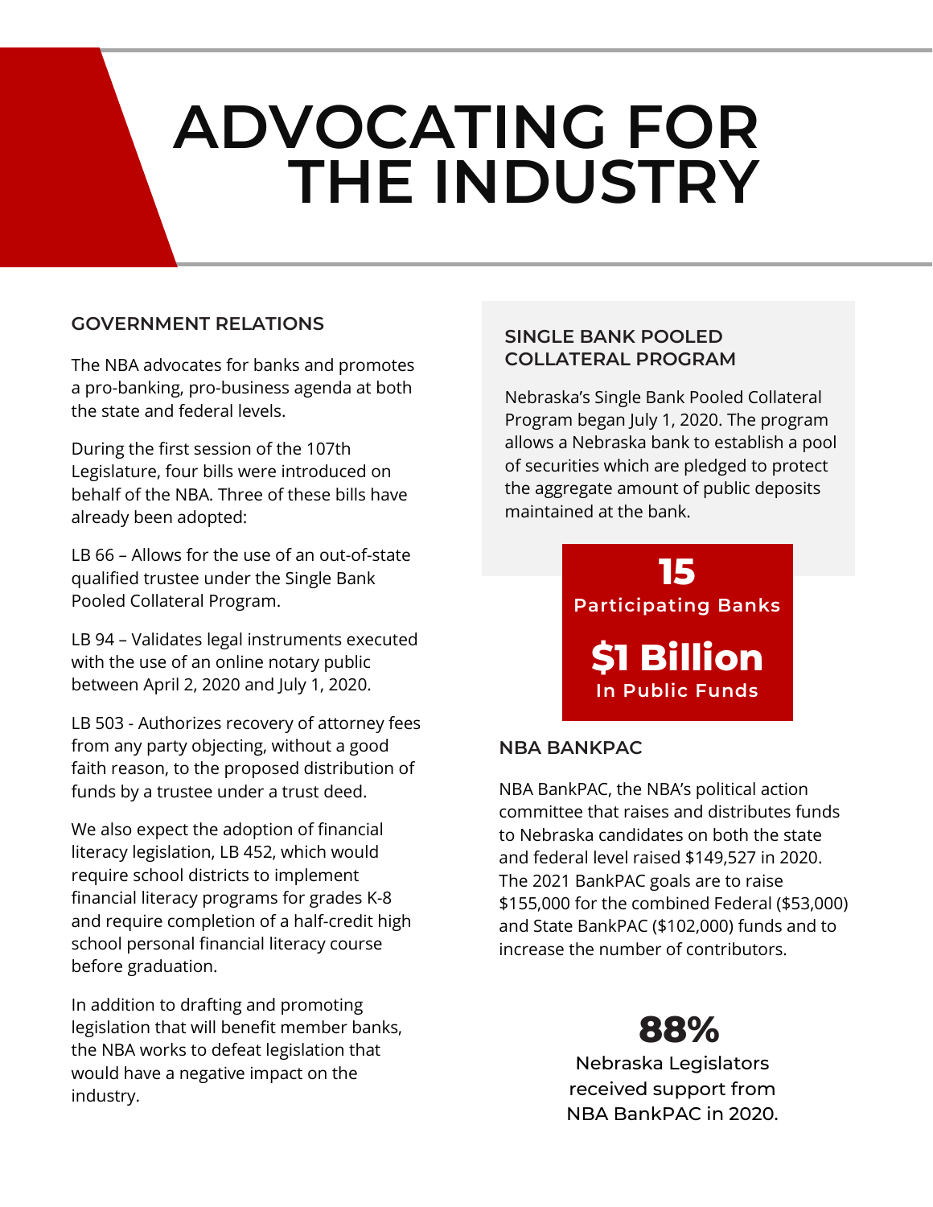# ADVOCATING FOR THE INDUSTRY

## GOVERNMENT RELATIONS

The NBA advocates for banks and promotes a pro-banking, pro-business agenda at both the state and federal levels.

During the first session of the 107th Legislature, four bills were introduced on behalf of the NBA. Three of these bills have already been adopted:

LB 66 – Allows for the use of an out-of-state qualified trustee under the Single Bank Pooled Collateral Program.

LB 94 – Validates legal instruments executed with the use of an online notary public between April 2, 2020 and July 1, 2020.

LB 503 - Authorizes recovery of attorney fees from any party objecting, without a good faith reason, to the proposed distribution of funds by a trustee under a trust deed.

We also expect the adoption of financial literacy legislation, LB 452, which would require school districts to implement financial literacy programs for grades K-8 and require completion of a half-credit high school personal financial literacy course before graduation.

In addition to drafting and promoting legislation that will benefit member banks, the NBA works to defeat legislation that would have a negative impact on the industry.

## SINGLE BANK POOLED COLLATERAL PROGRAM

Nebraska's Single Bank Pooled Collateral Program began July 1, 2020. The program allows a Nebraska bank to establish a pool of securities which are pledged to protect the aggregate amount of public deposits maintained at the bank.

**15**
Participating Banks

**$1 Billion**
In Public Funds

## NBA BANKPAC

NBA BankPAC, the NBA's political action committee that raises and distributes funds to Nebraska candidates on both the state and federal level raised $149,527 in 2020. The 2021 BankPAC goals are to raise $155,000 for the combined Federal ($53,000) and State BankPAC ($102,000) funds and to increase the number of contributors.

**88%**
Nebraska Legislators received support from NBA BankPAC in 2020.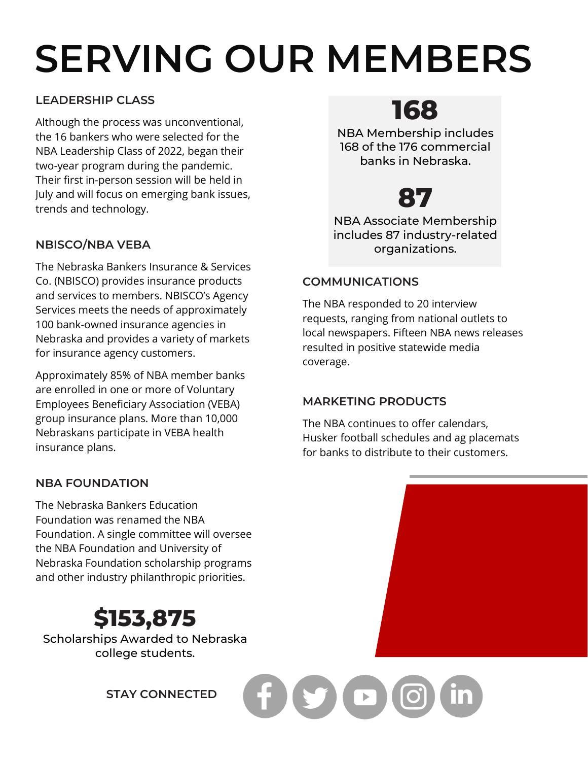# SERVING OUR MEMBERS

### LEADERSHIP CLASS

Although the process was unconventional, the 16 bankers who were selected for the NBA Leadership Class of 2022, began their two-year program during the pandemic. Their first in-person session will be held in July and will focus on emerging bank issues, trends and technology.

### NBISCO/NBA VEBA

The Nebraska Bankers Insurance & Services Co. (NBISCO) provides insurance products and services to members. NBISCO's Agency Services meets the needs of approximately 100 bank-owned insurance agencies in Nebraska and provides a variety of markets for insurance agency customers.

Approximately 85% of NBA member banks are enrolled in one or more of Voluntary Employees Beneficiary Association (VEBA) group insurance plans. More than 10,000 Nebraskans participate in VEBA health insurance plans.

### NBA FOUNDATION

The Nebraska Bankers Education Foundation was renamed the NBA Foundation. A single committee will oversee the NBA Foundation and University of Nebraska Foundation scholarship programs and other industry philanthropic priorities.

**$153,875**

Scholarships Awarded to Nebraska college students.

**168**

NBA Membership includes 168 of the 176 commercial banks in Nebraska.

**87**

NBA Associate Membership includes 87 industry-related organizations.

### COMMUNICATIONS

The NBA responded to 20 interview requests, ranging from national outlets to local newspapers. Fifteen NBA news releases resulted in positive statewide media coverage.

### MARKETING PRODUCTS

The NBA continues to offer calendars, Husker football schedules and ag placemats for banks to distribute to their customers.

STAY CONNECTED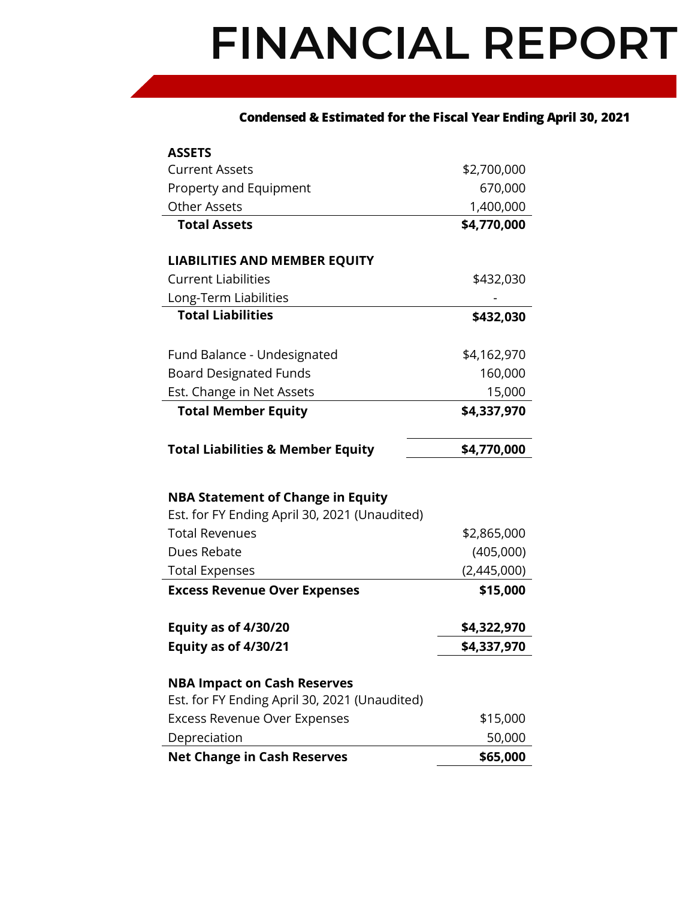# FINANCIAL REPORT

**Condensed & Estimated for the Fiscal Year Ending April 30, 2021**

| | |
|---|---|
| **ASSETS** | |
| Current Assets | $2,700,000 |
| Property and Equipment | 670,000 |
| Other Assets | 1,400,000 |
| **Total Assets** | **$4,770,000** |
| | |
| **LIABILITIES AND MEMBER EQUITY** | |
| Current Liabilities | $432,030 |
| Long-Term Liabilities | - |
| **Total Liabilities** | **$432,030** |
| | |
| Fund Balance - Undesignated | $4,162,970 |
| Board Designated Funds | 160,000 |
| Est. Change in Net Assets | 15,000 |
| **Total Member Equity** | **$4,337,970** |
| | |
| **Total Liabilities & Member Equity** | **$4,770,000** |

**NBA Statement of Change in Equity**

Est. for FY Ending April 30, 2021 (Unaudited)

| | |
|---|---|
| Total Revenues | $2,865,000 |
| Dues Rebate | (405,000) |
| Total Expenses | (2,445,000) |
| **Excess Revenue Over Expenses** | **$15,000** |
| | |
| **Equity as of 4/30/20** | **$4,322,970** |
| **Equity as of 4/30/21** | **$4,337,970** |

**NBA Impact on Cash Reserves**

Est. for FY Ending April 30, 2021 (Unaudited)

| | |
|---|---|
| Excess Revenue Over Expenses | $15,000 |
| Depreciation | 50,000 |
| **Net Change in Cash Reserves** | **$65,000** |